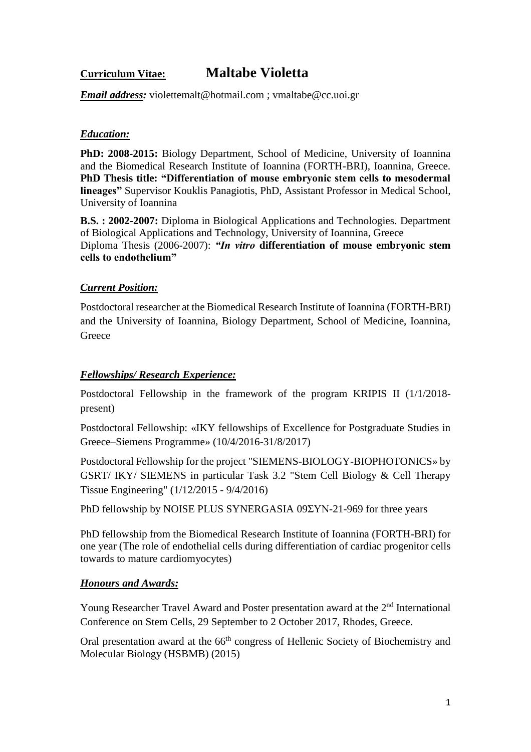# Curriculum Vitae: Maltabe Violetta

***Email address:*** violettemalt@hotmail.com ; vmaltabe@cc.uoi.gr

## *Education:*

**PhD: 2008-2015:** Biology Department, School of Medicine, University of Ioannina and the Biomedical Research Institute of Ioannina (FORTH-BRI), Ioannina, Greece. **PhD Thesis title: "Differentiation of mouse embryonic stem cells to mesodermal lineages"** Supervisor Kouklis Panagiotis, PhD, Assistant Professor in Medical School, University of Ioannina

**B.S. : 2002-2007:** Diploma in Biological Applications and Technologies. Department of Biological Applications and Technology, University of Ioannina, Greece
Diploma Thesis (2006-2007): ***"In vitro* differentiation of mouse embryonic stem cells to endothelium"**

## *Current Position:*

Postdoctoral researcher at the Biomedical Research Institute of Ioannina (FORTH-BRI) and the University of Ioannina, Biology Department, School of Medicine, Ioannina, Greece

## *Fellowships/ Research Experience:*

Postdoctoral Fellowship in the framework of the program KRIPIS II (1/1/2018-present)

Postdoctoral Fellowship: «IKY fellowships of Excellence for Postgraduate Studies in Greece–Siemens Programme» (10/4/2016-31/8/2017)

Postdoctoral Fellowship for the project "SIEMENS-BIOLOGY-BIOPHOTONICS» by GSRT/ IKY/ SIEMENS in particular Task 3.2 "Stem Cell Biology & Cell Therapy Tissue Engineering" (1/12/2015 - 9/4/2016)

PhD fellowship by NOISE PLUS SYNERGASIA 09ΣΥΝ-21-969 for three years

PhD fellowship from the Biomedical Research Institute of Ioannina (FORTH-BRI) for one year (The role of endothelial cells during differentiation of cardiac progenitor cells towards to mature cardiomyocytes)

## *Honours and Awards:*

Young Researcher Travel Award and Poster presentation award at the 2nd International Conference on Stem Cells, 29 September to 2 October 2017, Rhodes, Greece.

Oral presentation award at the 66th congress of Hellenic Society of Biochemistry and Molecular Biology (HSBMB) (2015)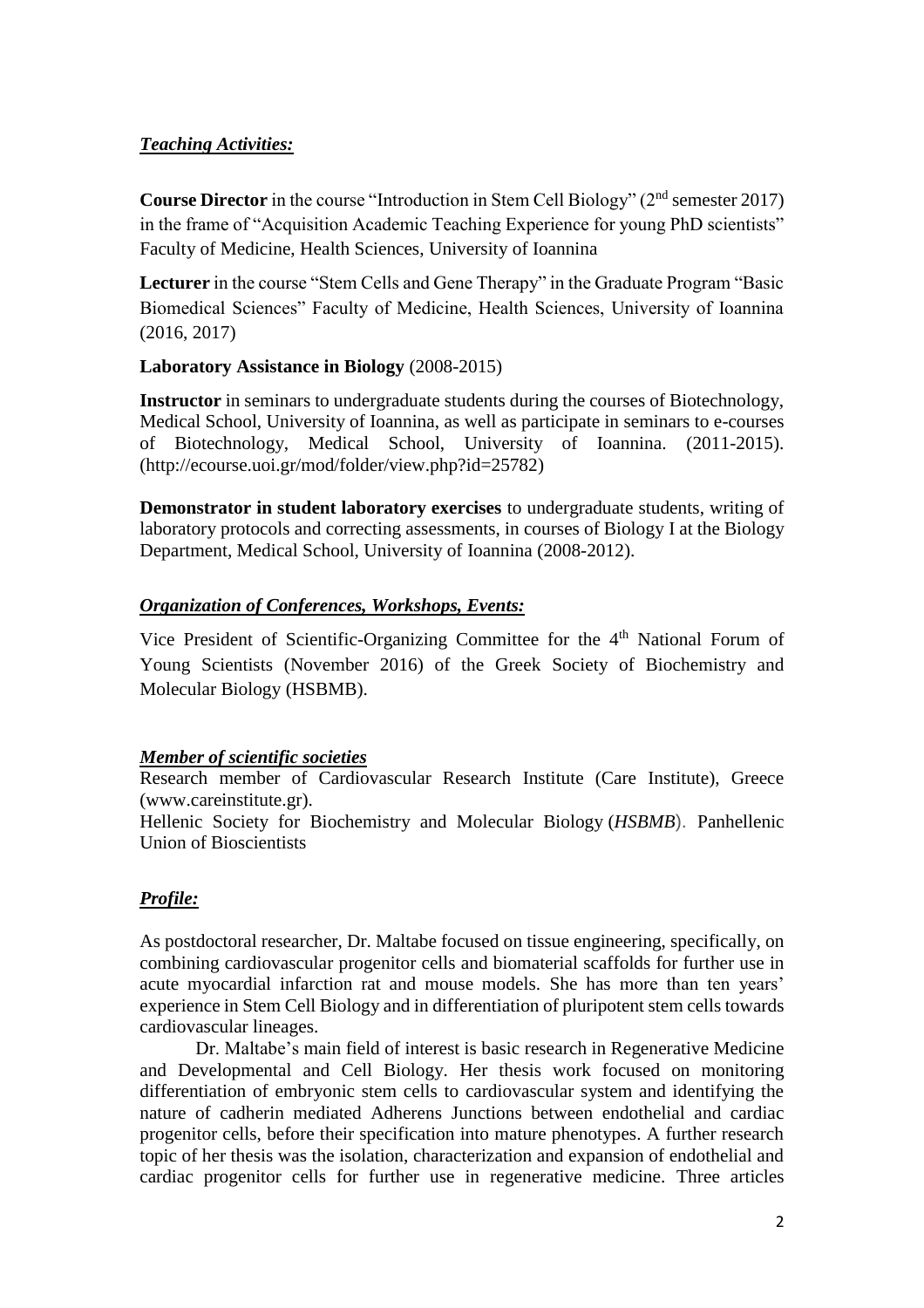***Teaching Activities:***

**Course Director** in the course "Introduction in Stem Cell Biology" (2nd semester 2017) in the frame of "Acquisition Academic Teaching Experience for young PhD scientists" Faculty of Medicine, Health Sciences, University of Ioannina

**Lecturer** in the course "Stem Cells and Gene Therapy" in the Graduate Program "Basic Biomedical Sciences" Faculty of Medicine, Health Sciences, University of Ioannina (2016, 2017)

**Laboratory Assistance in Biology** (2008-2015)

**Instructor** in seminars to undergraduate students during the courses of Biotechnology, Medical School, University of Ioannina, as well as participate in seminars to e-courses of Biotechnology, Medical School, University of Ioannina. (2011-2015). (http://ecourse.uoi.gr/mod/folder/view.php?id=25782)

**Demonstrator in student laboratory exercises** to undergraduate students, writing of laboratory protocols and correcting assessments, in courses of Biology I at the Biology Department, Medical School, University of Ioannina (2008-2012).

***Organization of Conferences, Workshops, Events:***

Vice President of Scientific-Organizing Committee for the 4th National Forum of Young Scientists (November 2016) of the Greek Society of Biochemistry and Molecular Biology (HSBMB).

***Member of scientific societies***

Research member of Cardiovascular Research Institute (Care Institute), Greece (www.careinstitute.gr).

Hellenic Society for Biochemistry and Molecular Biology (*HSBMB*). Panhellenic Union of Bioscientists

***Profile:***

As postdoctoral researcher, Dr. Maltabe focused on tissue engineering, specifically, on combining cardiovascular progenitor cells and biomaterial scaffolds for further use in acute myocardial infarction rat and mouse models. She has more than ten years' experience in Stem Cell Biology and in differentiation of pluripotent stem cells towards cardiovascular lineages.

Dr. Maltabe's main field of interest is basic research in Regenerative Medicine and Developmental and Cell Biology. Her thesis work focused on monitoring differentiation of embryonic stem cells to cardiovascular system and identifying the nature of cadherin mediated Adherens Junctions between endothelial and cardiac progenitor cells, before their specification into mature phenotypes. A further research topic of her thesis was the isolation, characterization and expansion of endothelial and cardiac progenitor cells for further use in regenerative medicine. Three articles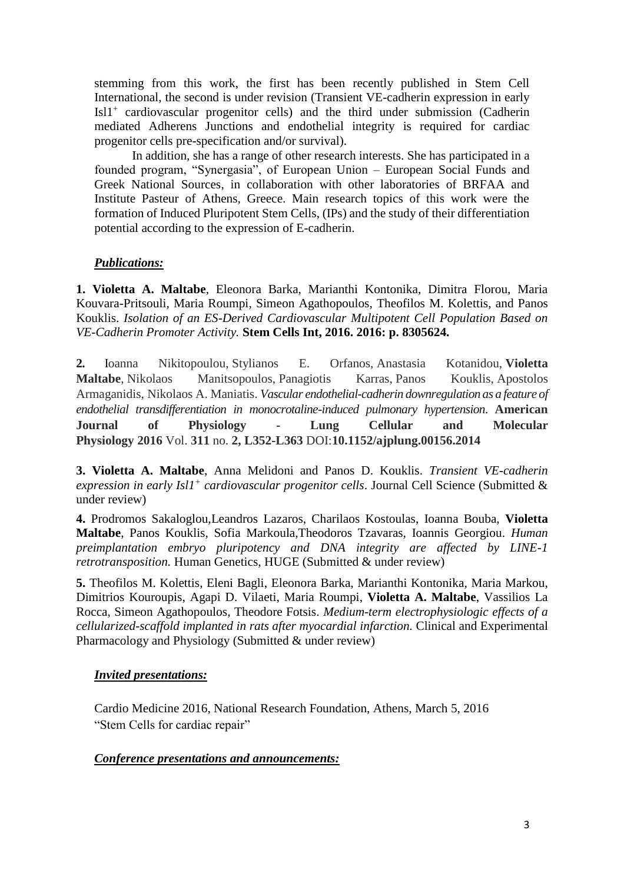stemming from this work, the first has been recently published in Stem Cell International, the second is under revision (Transient VE-cadherin expression in early $Isl1^{+}$ cardiovascular progenitor cells) and the third under submission (Cadherin mediated Adherens Junctions and endothelial integrity is required for cardiac progenitor cells pre-specification and/or survival).

In addition, she has a range of other research interests. She has participated in a founded program, "Synergasia", of European Union – European Social Funds and Greek National Sources, in collaboration with other laboratories of BRFAA and Institute Pasteur of Athens, Greece. Main research topics of this work were the formation of Induced Pluripotent Stem Cells, (IPs) and the study of their differentiation potential according to the expression of E-cadherin.

***Publications:***

**1. Violetta A. Maltabe**, Eleonora Barka, Marianthi Kontonika, Dimitra Florou, Maria Kouvara-Pritsouli, Maria Roumpi, Simeon Agathopoulos, Theofilos M. Kolettis, and Panos Kouklis. *Isolation of an ES-Derived Cardiovascular Multipotent Cell Population Based on VE-Cadherin Promoter Activity.* **Stem Cells Int, 2016. 2016: p. 8305624.**

**2.** Ioanna Nikitopoulou, Stylianos E. Orfanos, Anastasia Kotanidou, **Violetta Maltabe**, Nikolaos Manitsopoulos, Panagiotis Karras, Panos Kouklis, Apostolos Armaganidis, Nikolaos A. Maniatis. *Vascular endothelial-cadherin downregulation as a feature of endothelial transdifferentiation in monocrotaline-induced pulmonary hypertension.* **American Journal of Physiology - Lung Cellular and Molecular Physiology 2016** Vol. **311** no. **2, L352-L363** DOI:**10.1152/ajplung.00156.2014**

**3. Violetta A. Maltabe**, Anna Melidoni and Panos D. Kouklis. *Transient VE-cadherin expression in early $Isl1^{+}$ cardiovascular progenitor cells*. Journal Cell Science (Submitted & under review)

**4.** Prodromos Sakaloglou,Leandros Lazaros, Charilaos Kostoulas, Ioanna Bouba, **Violetta Maltabe**, Panos Kouklis, Sofia Markoula,Theodoros Tzavaras, Ioannis Georgiou. *Human preimplantation embryo pluripotency and DNA integrity are affected by LINE-1 retrotransposition.* Human Genetics, HUGE (Submitted & under review)

**5.** Theofilos M. Kolettis, Eleni Bagli, Eleonora Barka, Marianthi Kontonika, Maria Markou, Dimitrios Kouroupis, Agapi D. Vilaeti, Maria Roumpi, **Violetta A. Maltabe**, Vassilios La Rocca, Simeon Agathopoulos, Theodore Fotsis. *Medium-term electrophysiologic effects of a cellularized-scaffold implanted in rats after myocardial infarction.* Clinical and Experimental Pharmacology and Physiology (Submitted & under review)

***Invited presentations:***

Cardio Medicine 2016, National Research Foundation, Athens, March 5, 2016
"Stem Cells for cardiac repair"

***Conference presentations and announcements:***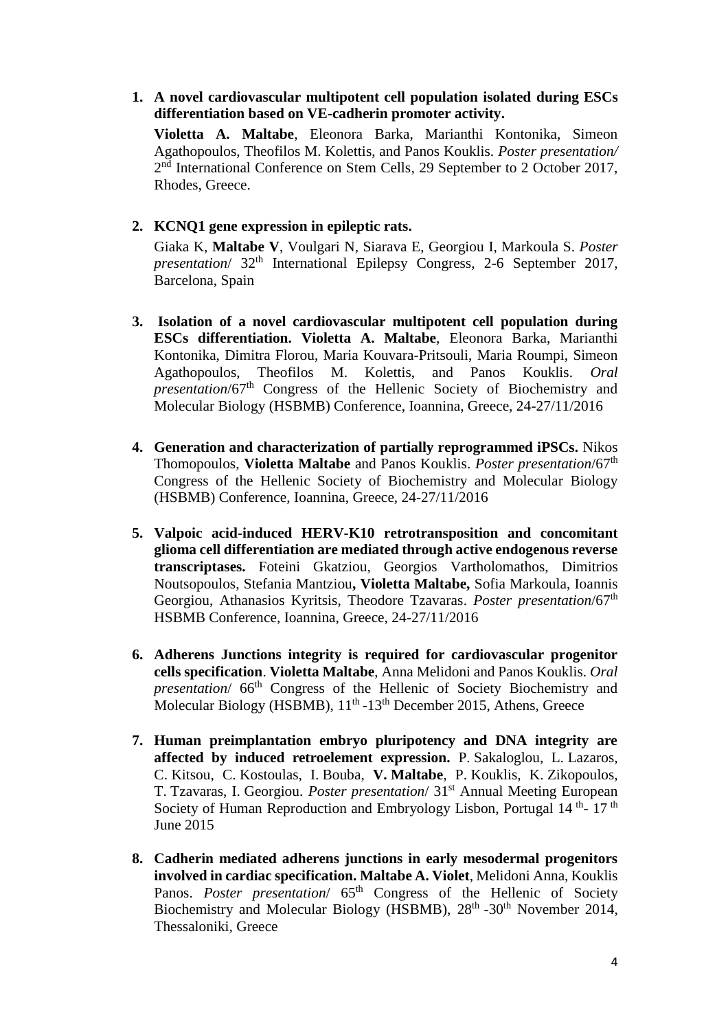1. **A novel cardiovascular multipotent cell population isolated during ESCs differentiation based on VE-cadherin promoter activity.**

   **Violetta A. Maltabe**, Eleonora Barka, Marianthi Kontonika, Simeon Agathopoulos, Theofilos M. Kolettis, and Panos Kouklis. *Poster presentation/* 2nd International Conference on Stem Cells, 29 September to 2 October 2017, Rhodes, Greece.

2. **KCNQ1 gene expression in epileptic rats.**

   Giaka K, **Maltabe V**, Voulgari N, Siarava E, Georgiou I, Markoula S. *Poster presentation*/ 32th International Epilepsy Congress, 2-6 September 2017, Barcelona, Spain

3. **Isolation of a novel cardiovascular multipotent cell population during ESCs differentiation. Violetta A. Maltabe**, Eleonora Barka, Marianthi Kontonika, Dimitra Florou, Maria Kouvara-Pritsouli, Maria Roumpi, Simeon Agathopoulos, Theofilos M. Kolettis, and Panos Kouklis. *Oral presentation*/67th Congress of the Hellenic Society of Biochemistry and Molecular Biology (HSBMB) Conference, Ioannina, Greece, 24-27/11/2016

4. **Generation and characterization of partially reprogrammed iPSCs.** Nikos Thomopoulos, **Violetta Maltabe** and Panos Kouklis. *Poster presentation*/67th Congress of the Hellenic Society of Biochemistry and Molecular Biology (HSBMB) Conference, Ioannina, Greece, 24-27/11/2016

5. **Valpoic acid-induced HERV-K10 retrotransposition and concomitant glioma cell differentiation are mediated through active endogenous reverse transcriptases.** Foteini Gkatziou, Georgios Vartholomathos, Dimitrios Noutsopoulos, Stefania Mantziou**, Violetta Maltabe,** Sofia Markoula, Ioannis Georgiou, Athanasios Kyritsis, Theodore Tzavaras. *Poster presentation*/67th HSBMB Conference, Ioannina, Greece, 24-27/11/2016

6. **Adherens Junctions integrity is required for cardiovascular progenitor cells specification**. **Violetta Maltabe**, Anna Melidoni and Panos Kouklis. *Oral presentation*/ 66th Congress of the Hellenic of Society Biochemistry and Molecular Biology (HSBMB), 11th -13th December 2015, Athens, Greece

7. **Human preimplantation embryo pluripotency and DNA integrity are affected by induced retroelement expression.** P. Sakaloglou, L. Lazaros, C. Kitsou, C. Kostoulas, I. Bouba, **V. Maltabe**, P. Kouklis, K. Zikopoulos, T. Tzavaras, I. Georgiou. *Poster presentation*/ 31st Annual Meeting European Society of Human Reproduction and Embryology Lisbon, Portugal 14 th- 17 th June 2015

8. **Cadherin mediated adherens junctions in early mesodermal progenitors involved in cardiac specification. Maltabe A. Violet**, Melidoni Anna, Kouklis Panos. *Poster presentation*/ 65th Congress of the Hellenic of Society Biochemistry and Molecular Biology (HSBMB), 28th -30th November 2014, Thessaloniki, Greece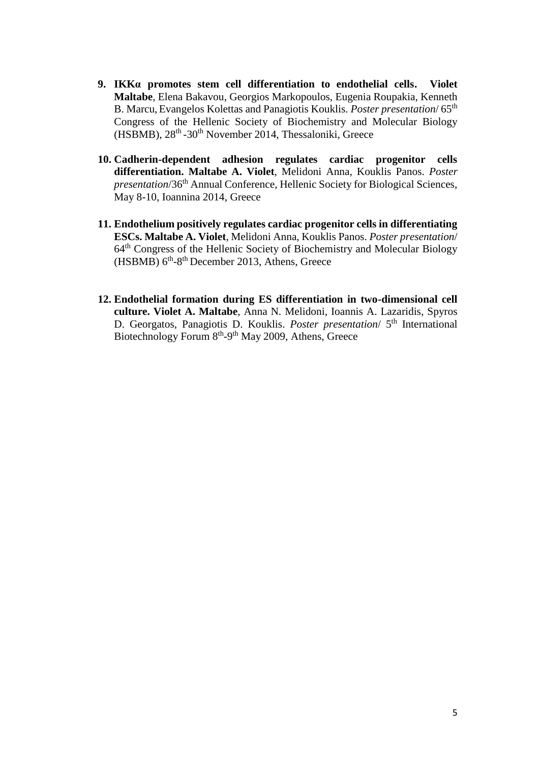9. **IKKα promotes stem cell differentiation to endothelial cells. Violet Maltabe**, Elena Bakavou, Georgios Markopoulos, Eugenia Roupakia, Kenneth B. Marcu, Evangelos Kolettas and Panagiotis Kouklis. *Poster presentation*/ 65th Congress of the Hellenic Society of Biochemistry and Molecular Biology (HSBMB), 28th -30th November 2014, Thessaloniki, Greece

10. **Cadherin-dependent adhesion regulates cardiac progenitor cells differentiation. Maltabe A. Violet**, Melidoni Anna, Kouklis Panos. *Poster presentation*/36th Annual Conference, Hellenic Society for Biological Sciences, May 8-10, Ioannina 2014, Greece

11. **Endothelium positively regulates cardiac progenitor cells in differentiating ESCs. Maltabe A. Violet**, Melidoni Anna, Kouklis Panos. *Poster presentation*/ 64th Congress of the Hellenic Society of Biochemistry and Molecular Biology (HSBMB) 6th-8th December 2013, Athens, Greece

12. **Endothelial formation during ES differentiation in two-dimensional cell culture. Violet A. Maltabe**, Anna N. Melidoni, Ioannis A. Lazaridis, Spyros D. Georgatos, Panagiotis D. Kouklis. *Poster presentation*/ 5th International Biotechnology Forum 8th-9th May 2009, Athens, Greece